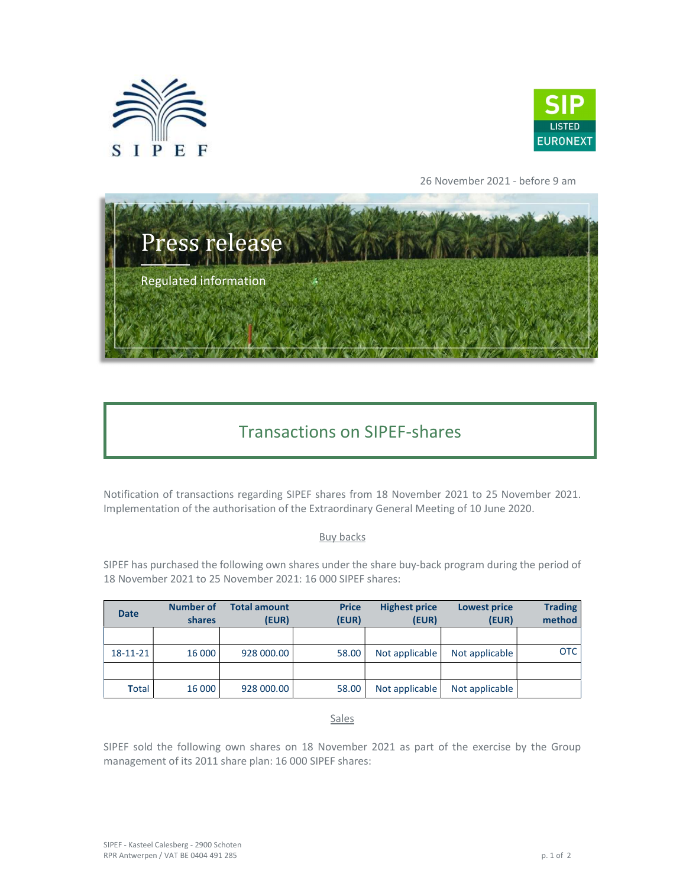26 November 2021 - before 9 am

# Press release

Regulated information

## Transactions on SIPEF-shares

Notification of transactions regarding SIPEF shares from 18 November 2021 to 25 November 2021. Implementation of the authorisation of the Extraordinary General Meeting of 10 June 2020.

### Buy backs

SIPEF has purchased the following own shares under the share buy-back program during the period of 18 November 2021 to 25 November 2021: 16 000 SIPEF shares:

| Date | Number of shares | Total amount (EUR) | Price (EUR) | Highest price (EUR) | Lowest price (EUR) | Trading method |
|---|---|---|---|---|---|---|
| | | | | | | |
| 18-11-21 | 16 000 | 928 000.00 | 58.00 | Not applicable | Not applicable | OTC |
| | | | | | | |
| Total | 16 000 | 928 000.00 | 58.00 | Not applicable | Not applicable | |

### Sales

SIPEF sold the following own shares on 18 November 2021 as part of the exercise by the Group management of its 2011 share plan: 16 000 SIPEF shares:

SIPEF - Kasteel Calesberg - 2900 Schoten
RPR Antwerpen / VAT BE 0404 491 285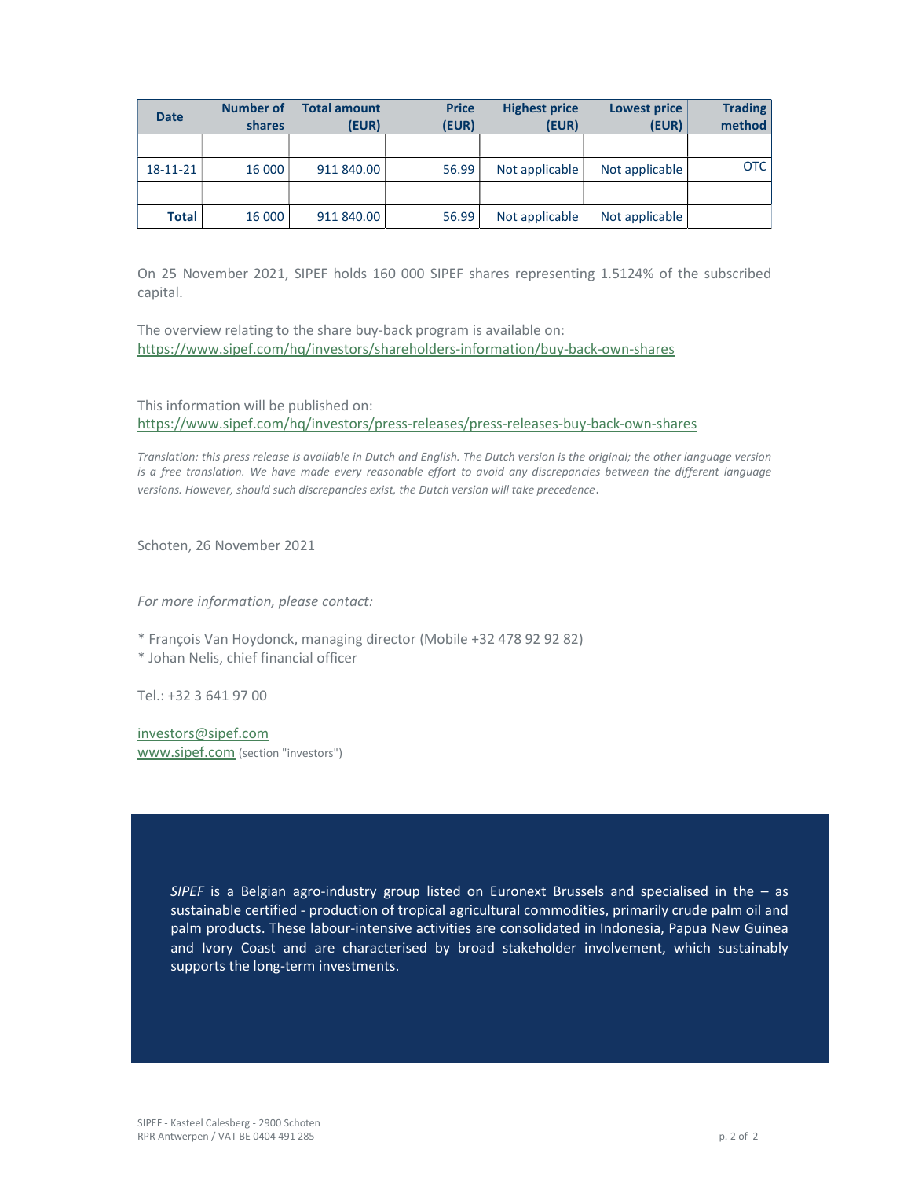| Date | Number of shares | Total amount (EUR) | Price (EUR) | Highest price (EUR) | Lowest price (EUR) | Trading method |
|---|---|---|---|---|---|---|
| | | | | | | |
| 18-11-21 | 16 000 | 911 840.00 | 56.99 | Not applicable | Not applicable | OTC |
| | | | | | | |
| **Total** | 16 000 | 911 840.00 | 56.99 | Not applicable | Not applicable | |

On 25 November 2021, SIPEF holds 160 000 SIPEF shares representing 1.5124% of the subscribed capital.

The overview relating to the share buy-back program is available on:
https://www.sipef.com/hq/investors/shareholders-information/buy-back-own-shares

This information will be published on:
https://www.sipef.com/hq/investors/press-releases/press-releases-buy-back-own-shares

*Translation: this press release is available in Dutch and English. The Dutch version is the original; the other language version is a free translation. We have made every reasonable effort to avoid any discrepancies between the different language versions. However, should such discrepancies exist, the Dutch version will take precedence.*

Schoten, 26 November 2021

*For more information, please contact:*

* François Van Hoydonck, managing director (Mobile +32 478 92 92 82)
* Johan Nelis, chief financial officer

Tel.: +32 3 641 97 00

investors@sipef.com
www.sipef.com (section "investors")

*SIPEF* is a Belgian agro-industry group listed on Euronext Brussels and specialised in the – as sustainable certified - production of tropical agricultural commodities, primarily crude palm oil and palm products. These labour-intensive activities are consolidated in Indonesia, Papua New Guinea and Ivory Coast and are characterised by broad stakeholder involvement, which sustainably supports the long-term investments.

SIPEF - Kasteel Calesberg - 2900 Schoten
RPR Antwerpen / VAT BE 0404 491 285